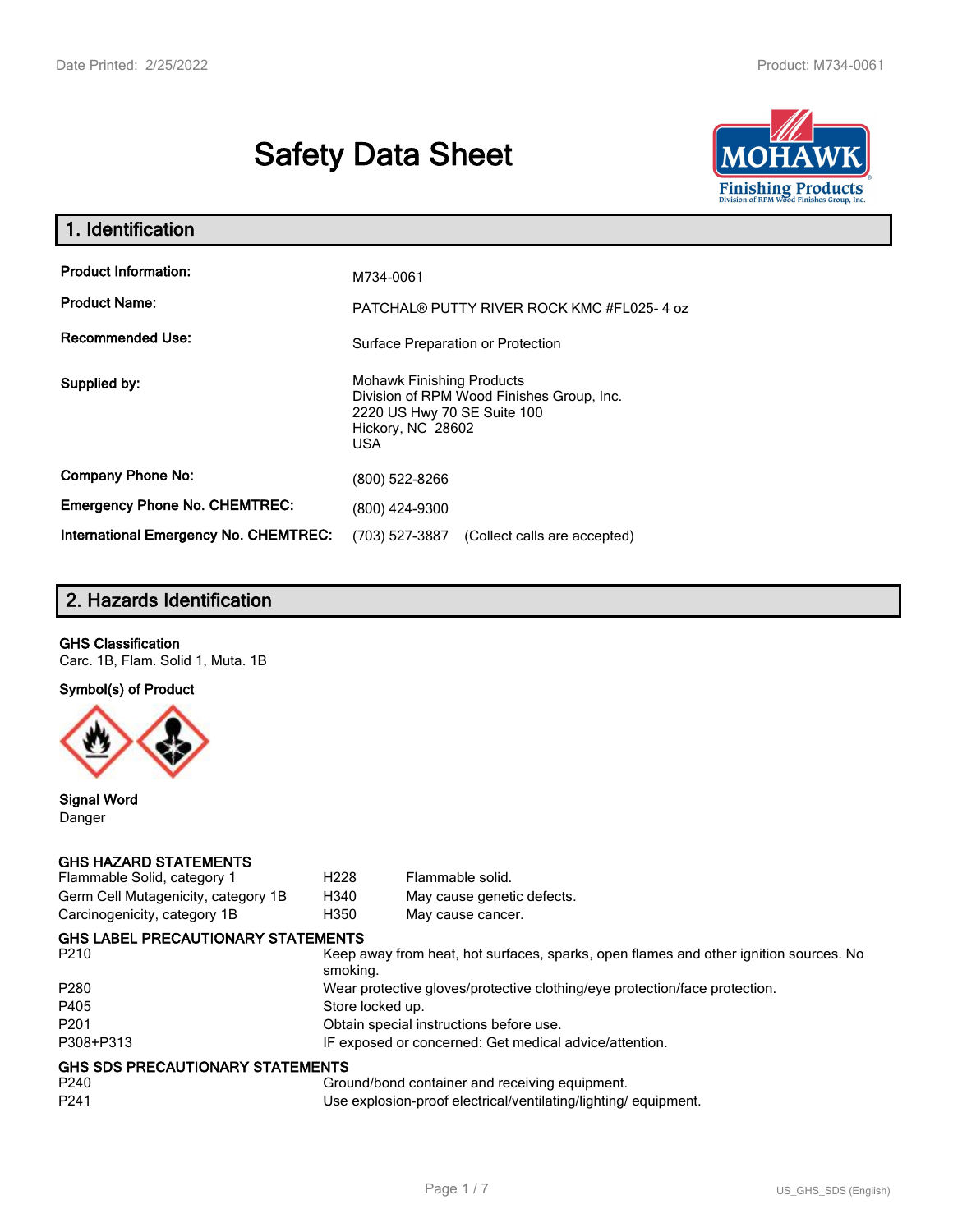# Safety Data Sheet

## 1. Identification

| | |
|---|---|
| **Product Information:** | M734-0061 |
| **Product Name:** | PATCHAL® PUTTY RIVER ROCK KMC #FL025- 4 oz |
| **Recommended Use:** | Surface Preparation or Protection |
| **Supplied by:** | Mohawk Finishing Products<br>Division of RPM Wood Finishes Group, Inc.<br>2220 US Hwy 70 SE Suite 100<br>Hickory, NC 28602<br>USA |
| **Company Phone No:** | (800) 522-8266 |
| **Emergency Phone No. CHEMTREC:** | (800) 424-9300 |
| **International Emergency No. CHEMTREC:** | (703) 527-3887 (Collect calls are accepted) |

## 2. Hazards Identification

**GHS Classification**

Carc. 1B, Flam. Solid 1, Muta. 1B

**Symbol(s) of Product**

**Signal Word**

Danger

**GHS HAZARD STATEMENTS**

| | | |
|---|---|---|
| Flammable Solid, category 1 | H228 | Flammable solid. |
| Germ Cell Mutagenicity, category 1B | H340 | May cause genetic defects. |
| Carcinogenicity, category 1B | H350 | May cause cancer. |

**GHS LABEL PRECAUTIONARY STATEMENTS**

| | |
|---|---|
| P210 | Keep away from heat, hot surfaces, sparks, open flames and other ignition sources. No smoking. |
| P280 | Wear protective gloves/protective clothing/eye protection/face protection. |
| P405 | Store locked up. |
| P201 | Obtain special instructions before use. |
| P308+P313 | IF exposed or concerned: Get medical advice/attention. |

**GHS SDS PRECAUTIONARY STATEMENTS**

| | |
|---|---|
| P240 | Ground/bond container and receiving equipment. |
| P241 | Use explosion-proof electrical/ventilating/lighting/ equipment. |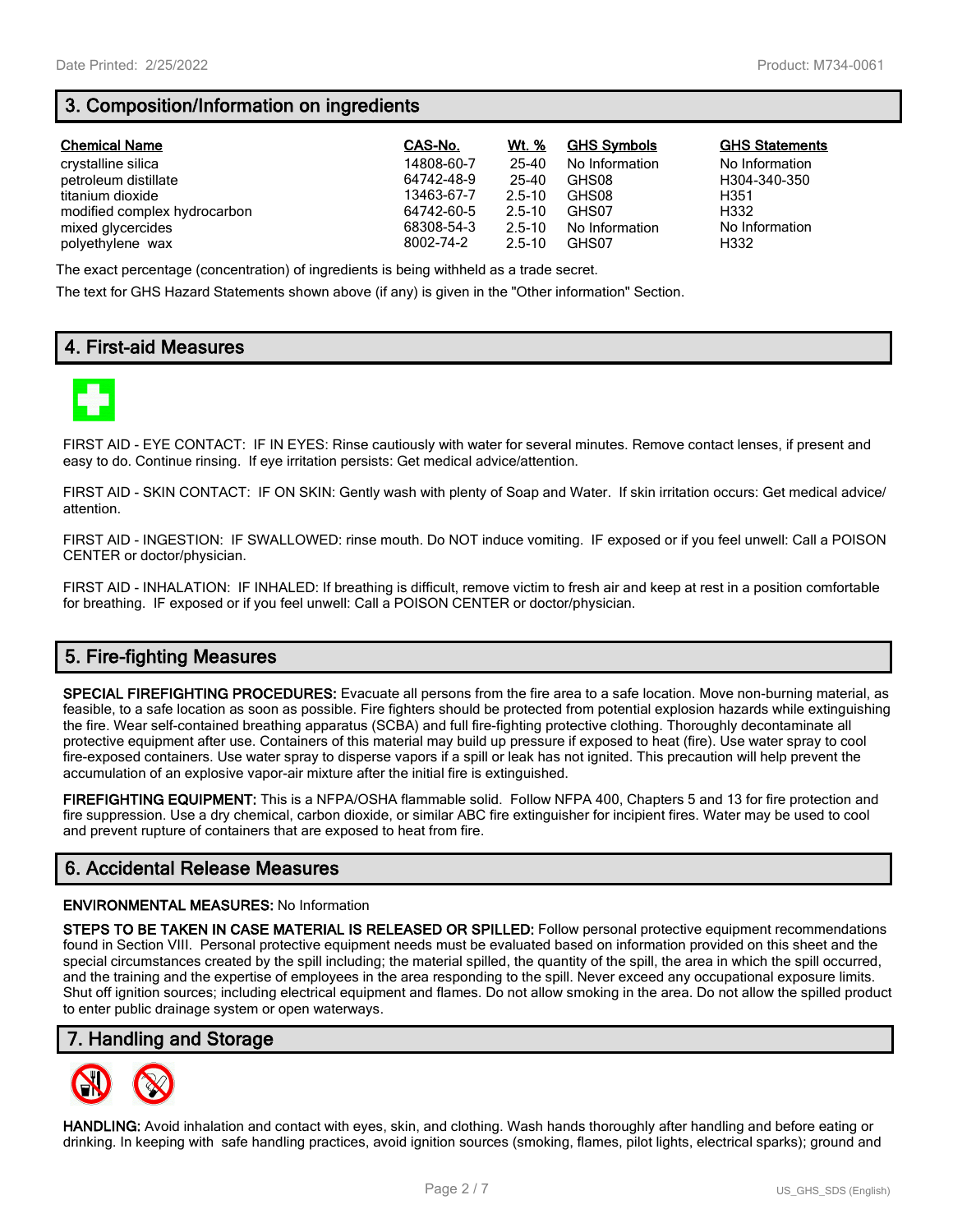## 3. Composition/Information on ingredients

| Chemical Name | CAS-No. | Wt. % | GHS Symbols | GHS Statements |
|---|---|---|---|---|
| crystalline silica | 14808-60-7 | 25-40 | No Information | No Information |
| petroleum distillate | 64742-48-9 | 25-40 | GHS08 | H304-340-350 |
| titanium dioxide | 13463-67-7 | 2.5-10 | GHS08 | H351 |
| modified complex hydrocarbon | 64742-60-5 | 2.5-10 | GHS07 | H332 |
| mixed glycercides | 68308-54-3 | 2.5-10 | No Information | No Information |
| polyethylene wax | 8002-74-2 | 2.5-10 | GHS07 | H332 |

The exact percentage (concentration) of ingredients is being withheld as a trade secret.

The text for GHS Hazard Statements shown above (if any) is given in the "Other information" Section.

## 4. First-aid Measures

FIRST AID - EYE CONTACT: IF IN EYES: Rinse cautiously with water for several minutes. Remove contact lenses, if present and easy to do. Continue rinsing. If eye irritation persists: Get medical advice/attention.

FIRST AID - SKIN CONTACT: IF ON SKIN: Gently wash with plenty of Soap and Water. If skin irritation occurs: Get medical advice/attention.

FIRST AID - INGESTION: IF SWALLOWED: rinse mouth. Do NOT induce vomiting. IF exposed or if you feel unwell: Call a POISON CENTER or doctor/physician.

FIRST AID - INHALATION: IF INHALED: If breathing is difficult, remove victim to fresh air and keep at rest in a position comfortable for breathing. IF exposed or if you feel unwell: Call a POISON CENTER or doctor/physician.

## 5. Fire-fighting Measures

**SPECIAL FIREFIGHTING PROCEDURES:** Evacuate all persons from the fire area to a safe location. Move non-burning material, as feasible, to a safe location as soon as possible. Fire fighters should be protected from potential explosion hazards while extinguishing the fire. Wear self-contained breathing apparatus (SCBA) and full fire-fighting protective clothing. Thoroughly decontaminate all protective equipment after use. Containers of this material may build up pressure if exposed to heat (fire). Use water spray to cool fire-exposed containers. Use water spray to disperse vapors if a spill or leak has not ignited. This precaution will help prevent the accumulation of an explosive vapor-air mixture after the initial fire is extinguished.

**FIREFIGHTING EQUIPMENT:** This is a NFPA/OSHA flammable solid. Follow NFPA 400, Chapters 5 and 13 for fire protection and fire suppression. Use a dry chemical, carbon dioxide, or similar ABC fire extinguisher for incipient fires. Water may be used to cool and prevent rupture of containers that are exposed to heat from fire.

## 6. Accidental Release Measures

**ENVIRONMENTAL MEASURES:** No Information

**STEPS TO BE TAKEN IN CASE MATERIAL IS RELEASED OR SPILLED:** Follow personal protective equipment recommendations found in Section VIII. Personal protective equipment needs must be evaluated based on information provided on this sheet and the special circumstances created by the spill including; the material spilled, the quantity of the spill, the area in which the spill occurred, and the training and the expertise of employees in the area responding to the spill. Never exceed any occupational exposure limits. Shut off ignition sources; including electrical equipment and flames. Do not allow smoking in the area. Do not allow the spilled product to enter public drainage system or open waterways.

## 7. Handling and Storage

**HANDLING:** Avoid inhalation and contact with eyes, skin, and clothing. Wash hands thoroughly after handling and before eating or drinking. In keeping with safe handling practices, avoid ignition sources (smoking, flames, pilot lights, electrical sparks); ground and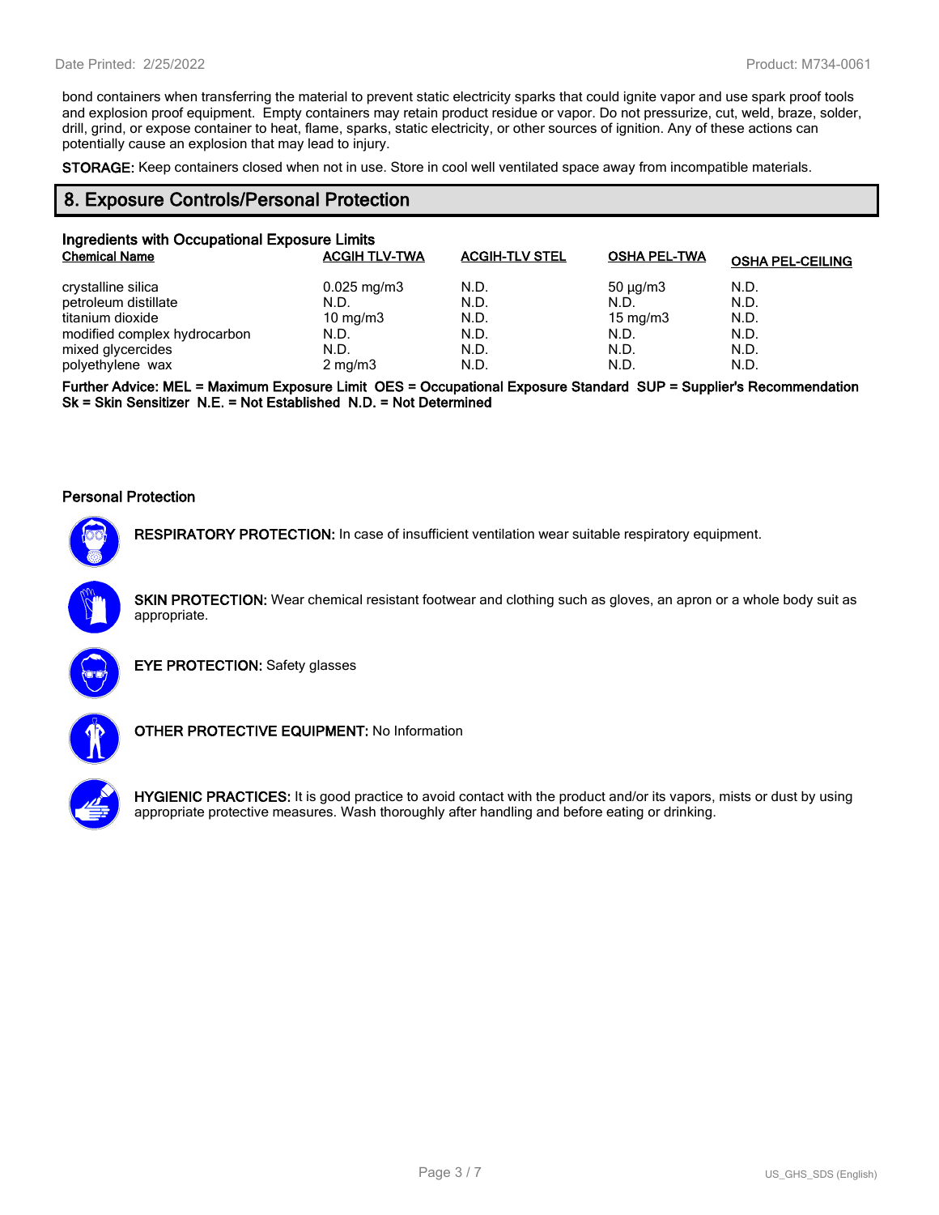bond containers when transferring the material to prevent static electricity sparks that could ignite vapor and use spark proof tools and explosion proof equipment. Empty containers may retain product residue or vapor. Do not pressurize, cut, weld, braze, solder, drill, grind, or expose container to heat, flame, sparks, static electricity, or other sources of ignition. Any of these actions can potentially cause an explosion that may lead to injury.

**STORAGE:** Keep containers closed when not in use. Store in cool well ventilated space away from incompatible materials.

## 8. Exposure Controls/Personal Protection

### Ingredients with Occupational Exposure Limits

| Chemical Name | ACGIH TLV-TWA | ACGIH-TLV STEL | OSHA PEL-TWA | OSHA PEL-CEILING |
|---|---|---|---|---|
| crystalline silica | 0.025 mg/m3 | N.D. | 50 µg/m3 | N.D. |
| petroleum distillate | N.D. | N.D. | N.D. | N.D. |
| titanium dioxide | 10 mg/m3 | N.D. | 15 mg/m3 | N.D. |
| modified complex hydrocarbon | N.D. | N.D. | N.D. | N.D. |
| mixed glycercides | N.D. | N.D. | N.D. | N.D. |
| polyethylene wax | 2 mg/m3 | N.D. | N.D. | N.D. |

**Further Advice: MEL = Maximum Exposure Limit OES = Occupational Exposure Standard SUP = Supplier's Recommendation Sk = Skin Sensitizer N.E. = Not Established N.D. = Not Determined**

### Personal Protection

**RESPIRATORY PROTECTION:** In case of insufficient ventilation wear suitable respiratory equipment.

**SKIN PROTECTION:** Wear chemical resistant footwear and clothing such as gloves, an apron or a whole body suit as appropriate.

**EYE PROTECTION:** Safety glasses

**OTHER PROTECTIVE EQUIPMENT:** No Information

**HYGIENIC PRACTICES:** It is good practice to avoid contact with the product and/or its vapors, mists or dust by using appropriate protective measures. Wash thoroughly after handling and before eating or drinking.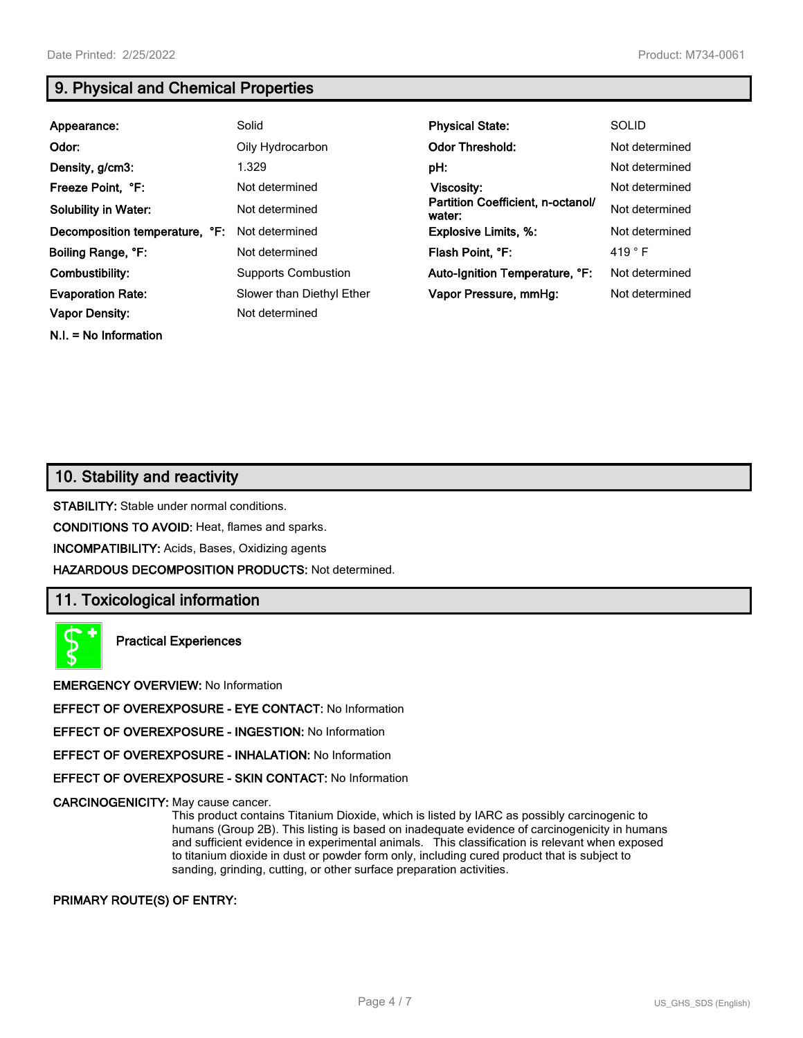## 9. Physical and Chemical Properties

| | | | |
|---|---|---|---|
| **Appearance:** | Solid | **Physical State:** | SOLID |
| **Odor:** | Oily Hydrocarbon | **Odor Threshold:** | Not determined |
| **Density, g/cm3:** | 1.329 | **pH:** | Not determined |
| **Freeze Point, °F:** | Not determined | **Viscosity:** | Not determined |
| **Solubility in Water:** | Not determined | **Partition Coefficient, n-octanol/ water:** | Not determined |
| **Decomposition temperature, °F:** | Not determined | **Explosive Limits, %:** | Not determined |
| **Boiling Range, °F:** | Not determined | **Flash Point, °F:** | 419 ° F |
| **Combustibility:** | Supports Combustion | **Auto-Ignition Temperature, °F:** | Not determined |
| **Evaporation Rate:** | Slower than Diethyl Ether | **Vapor Pressure, mmHg:** | Not determined |
| **Vapor Density:** | Not determined | | |

**N.I. = No Information**

## 10. Stability and reactivity

**STABILITY:** Stable under normal conditions.

**CONDITIONS TO AVOID:** Heat, flames and sparks.

**INCOMPATIBILITY:** Acids, Bases, Oxidizing agents

**HAZARDOUS DECOMPOSITION PRODUCTS:** Not determined.

## 11. Toxicological information

**Practical Experiences**

**EMERGENCY OVERVIEW:** No Information

**EFFECT OF OVEREXPOSURE - EYE CONTACT:** No Information

**EFFECT OF OVEREXPOSURE - INGESTION:** No Information

**EFFECT OF OVEREXPOSURE - INHALATION:** No Information

**EFFECT OF OVEREXPOSURE - SKIN CONTACT:** No Information

**CARCINOGENICITY:** May cause cancer.
This product contains Titanium Dioxide, which is listed by IARC as possibly carcinogenic to humans (Group 2B). This listing is based on inadequate evidence of carcinogenicity in humans and sufficient evidence in experimental animals. This classification is relevant when exposed to titanium dioxide in dust or powder form only, including cured product that is subject to sanding, grinding, cutting, or other surface preparation activities.

**PRIMARY ROUTE(S) OF ENTRY:**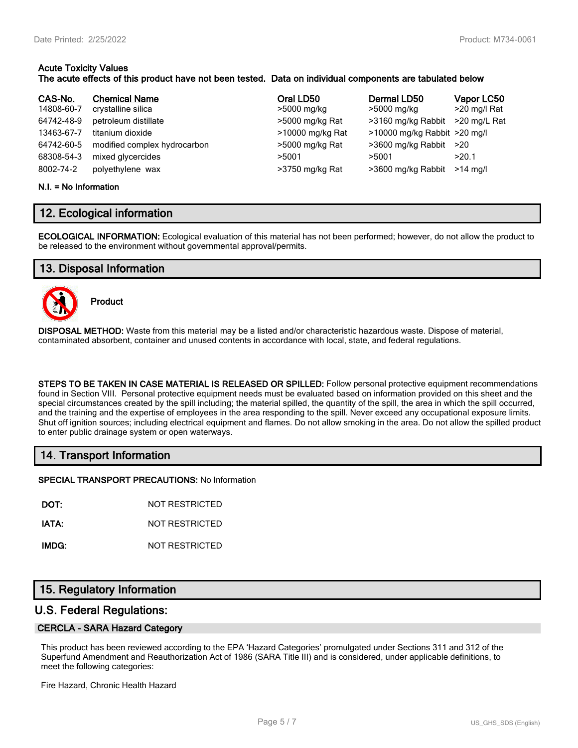**Acute Toxicity Values**
**The acute effects of this product have not been tested. Data on individual components are tabulated below**

| CAS-No. | Chemical Name | Oral LD50 | Dermal LD50 | Vapor LC50 |
|---|---|---|---|---|
| 14808-60-7 | crystalline silica | >5000 mg/kg | >5000 mg/kg | >20 mg/l Rat |
| 64742-48-9 | petroleum distillate | >5000 mg/kg Rat | >3160 mg/kg Rabbit | >20 mg/L Rat |
| 13463-67-7 | titanium dioxide | >10000 mg/kg Rat | >10000 mg/kg Rabbit | >20 mg/l |
| 64742-60-5 | modified complex hydrocarbon | >5000 mg/kg Rat | >3600 mg/kg Rabbit | >20 |
| 68308-54-3 | mixed glycercides | >5001 | >5001 | >20.1 |
| 8002-74-2 | polyethylene wax | >3750 mg/kg Rat | >3600 mg/kg Rabbit | >14 mg/l |

**N.I. = No Information**

## 12. Ecological information

**ECOLOGICAL INFORMATION:** Ecological evaluation of this material has not been performed; however, do not allow the product to be released to the environment without governmental approval/permits.

## 13. Disposal Information

**Product**

**DISPOSAL METHOD:** Waste from this material may be a listed and/or characteristic hazardous waste. Dispose of material, contaminated absorbent, container and unused contents in accordance with local, state, and federal regulations.

**STEPS TO BE TAKEN IN CASE MATERIAL IS RELEASED OR SPILLED:** Follow personal protective equipment recommendations found in Section VIII. Personal protective equipment needs must be evaluated based on information provided on this sheet and the special circumstances created by the spill including; the material spilled, the quantity of the spill, the area in which the spill occurred, and the training and the expertise of employees in the area responding to the spill. Never exceed any occupational exposure limits. Shut off ignition sources; including electrical equipment and flames. Do not allow smoking in the area. Do not allow the spilled product to enter public drainage system or open waterways.

## 14. Transport Information

**SPECIAL TRANSPORT PRECAUTIONS:** No Information

**DOT:** NOT RESTRICTED

**IATA:** NOT RESTRICTED

**IMDG:** NOT RESTRICTED

## 15. Regulatory Information

### U.S. Federal Regulations:

#### CERCLA - SARA Hazard Category

This product has been reviewed according to the EPA 'Hazard Categories' promulgated under Sections 311 and 312 of the Superfund Amendment and Reauthorization Act of 1986 (SARA Title III) and is considered, under applicable definitions, to meet the following categories:

Fire Hazard, Chronic Health Hazard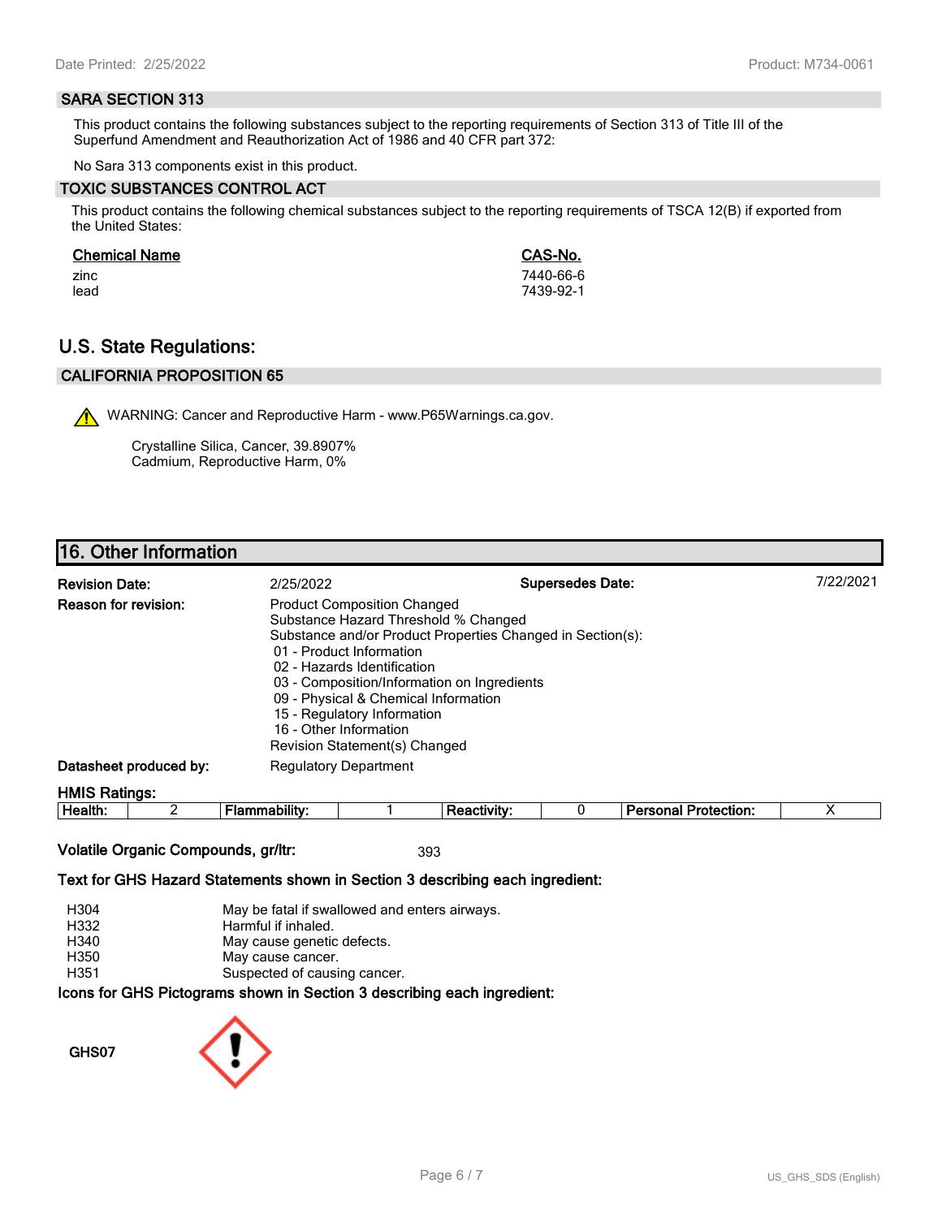## SARA SECTION 313

This product contains the following substances subject to the reporting requirements of Section 313 of Title III of the Superfund Amendment and Reauthorization Act of 1986 and 40 CFR part 372:

No Sara 313 components exist in this product.

## TOXIC SUBSTANCES CONTROL ACT

This product contains the following chemical substances subject to the reporting requirements of TSCA 12(B) if exported from the United States:

| Chemical Name | CAS-No. |
|---|---|
| zinc | 7440-66-6 |
| lead | 7439-92-1 |

# U.S. State Regulations:

## CALIFORNIA PROPOSITION 65

WARNING: Cancer and Reproductive Harm - www.P65Warnings.ca.gov.

Crystalline Silica, Cancer, 39.8907%
Cadmium, Reproductive Harm, 0%

# 16. Other Information

**Revision Date:** 2/25/2022 **Supersedes Date:** 7/22/2021

**Reason for revision:**
Product Composition Changed
Substance Hazard Threshold % Changed
Substance and/or Product Properties Changed in Section(s):
- 01 - Product Information
- 02 - Hazards Identification
- 03 - Composition/Information on Ingredients
- 09 - Physical & Chemical Information
- 15 - Regulatory Information
- 16 - Other Information

Revision Statement(s) Changed

**Datasheet produced by:** Regulatory Department

**HMIS Ratings:**

| Health: | 2 | Flammability: | 1 | Reactivity: | 0 | Personal Protection: | X |
|---|---|---|---|---|---|---|---|

**Volatile Organic Compounds, gr/ltr:** 393

**Text for GHS Hazard Statements shown in Section 3 describing each ingredient:**

| | |
|---|---|
| H304 | May be fatal if swallowed and enters airways. |
| H332 | Harmful if inhaled. |
| H340 | May cause genetic defects. |
| H350 | May cause cancer. |
| H351 | Suspected of causing cancer. |

**Icons for GHS Pictograms shown in Section 3 describing each ingredient:**

GHS07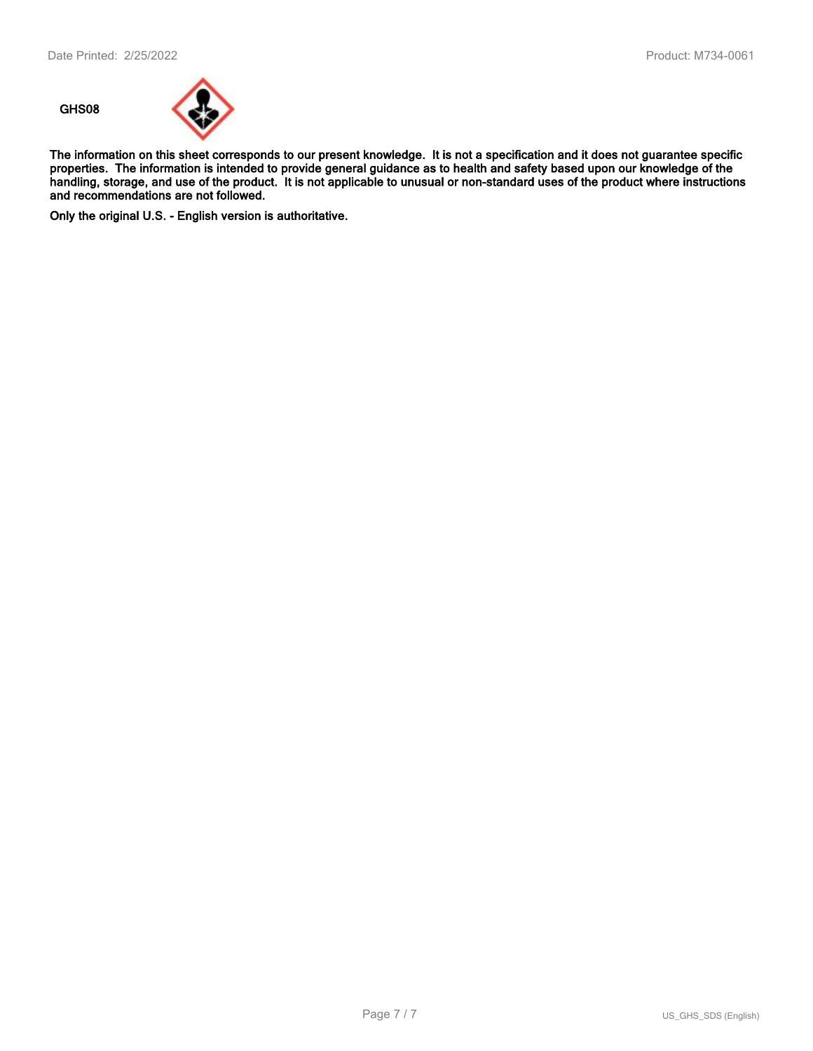**GHS08**

**The information on this sheet corresponds to our present knowledge. It is not a specification and it does not guarantee specific properties. The information is intended to provide general guidance as to health and safety based upon our knowledge of the handling, storage, and use of the product. It is not applicable to unusual or non-standard uses of the product where instructions and recommendations are not followed.**

**Only the original U.S. - English version is authoritative.**